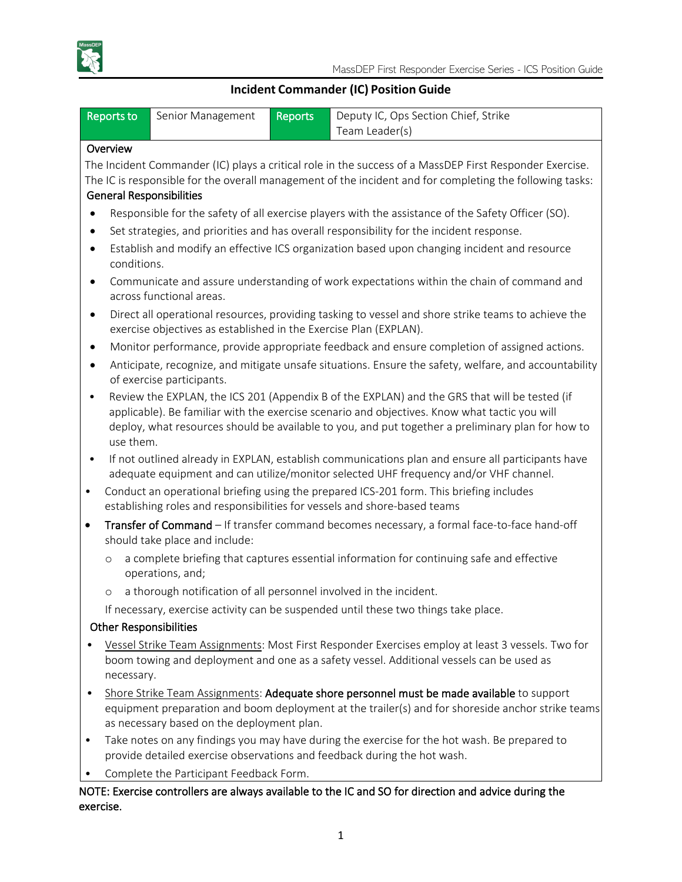# Incident Commander (IC) Position Guide

| Reports to | Senior Management | Reports | Deputy IC, Ops Section Chief, Strike Team Leader(s) |
|---|---|---|---|

## Overview

The Incident Commander (IC) plays a critical role in the success of a MassDEP First Responder Exercise. The IC is responsible for the overall management of the incident and for completing the following tasks:

## General Responsibilities

- Responsible for the safety of all exercise players with the assistance of the Safety Officer (SO).
- Set strategies, and priorities and has overall responsibility for the incident response.
- Establish and modify an effective ICS organization based upon changing incident and resource conditions.
- Communicate and assure understanding of work expectations within the chain of command and across functional areas.
- Direct all operational resources, providing tasking to vessel and shore strike teams to achieve the exercise objectives as established in the Exercise Plan (EXPLAN).
- Monitor performance, provide appropriate feedback and ensure completion of assigned actions.
- Anticipate, recognize, and mitigate unsafe situations. Ensure the safety, welfare, and accountability of exercise participants.
- Review the EXPLAN, the ICS 201 (Appendix B of the EXPLAN) and the GRS that will be tested (if applicable). Be familiar with the exercise scenario and objectives. Know what tactic you will deploy, what resources should be available to you, and put together a preliminary plan for how to use them.
- If not outlined already in EXPLAN, establish communications plan and ensure all participants have adequate equipment and can utilize/monitor selected UHF frequency and/or VHF channel.
- Conduct an operational briefing using the prepared ICS-201 form. This briefing includes establishing roles and responsibilities for vessels and shore-based teams
- **Transfer of Command** – If transfer command becomes necessary, a formal face-to-face hand-off should take place and include:
  - a complete briefing that captures essential information for continuing safe and effective operations, and;
  - a thorough notification of all personnel involved in the incident.

  If necessary, exercise activity can be suspended until these two things take place.

## Other Responsibilities

- Vessel Strike Team Assignments: Most First Responder Exercises employ at least 3 vessels. Two for boom towing and deployment and one as a safety vessel. Additional vessels can be used as necessary.
- Shore Strike Team Assignments: **Adequate shore personnel must be made available** to support equipment preparation and boom deployment at the trailer(s) and for shoreside anchor strike teams as necessary based on the deployment plan.
- Take notes on any findings you may have during the exercise for the hot wash. Be prepared to provide detailed exercise observations and feedback during the hot wash.
- Complete the Participant Feedback Form.

NOTE: Exercise controllers are always available to the IC and SO for direction and advice during the exercise.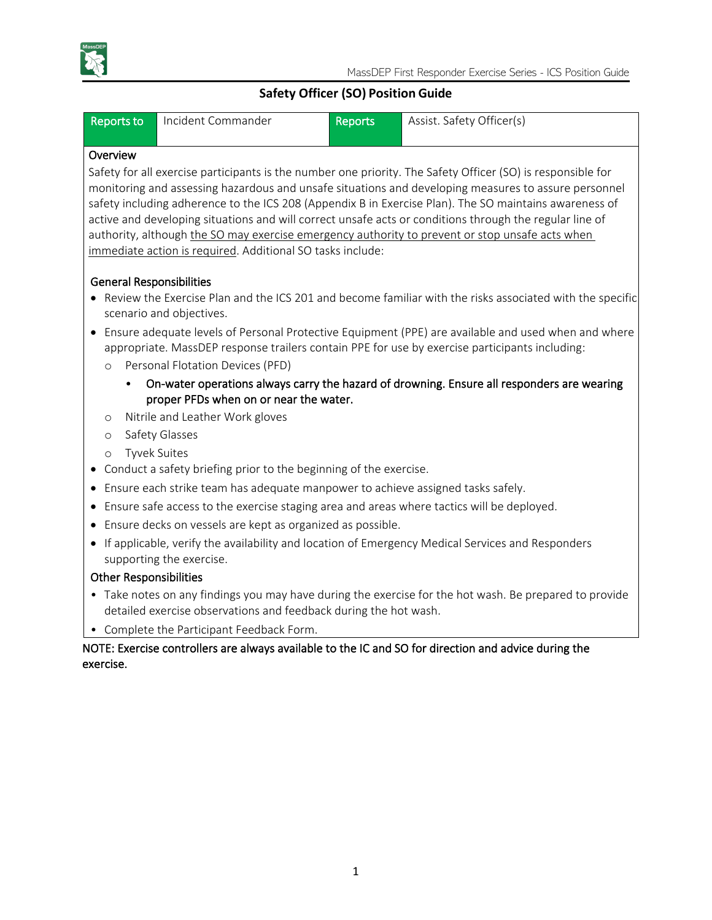# Safety Officer (SO) Position Guide

| Reports to | Incident Commander | Reports | Assist. Safety Officer(s) |
|---|---|---|---|

## Overview

Safety for all exercise participants is the number one priority. The Safety Officer (SO) is responsible for monitoring and assessing hazardous and unsafe situations and developing measures to assure personnel safety including adherence to the ICS 208 (Appendix B in Exercise Plan). The SO maintains awareness of active and developing situations and will correct unsafe acts or conditions through the regular line of authority, although the SO may exercise emergency authority to prevent or stop unsafe acts when immediate action is required. Additional SO tasks include:

### General Responsibilities

- Review the Exercise Plan and the ICS 201 and become familiar with the risks associated with the specific scenario and objectives.
- Ensure adequate levels of Personal Protective Equipment (PPE) are available and used when and where appropriate. MassDEP response trailers contain PPE for use by exercise participants including:
  - Personal Flotation Devices (PFD)
    - **On-water operations always carry the hazard of drowning. Ensure all responders are wearing proper PFDs when on or near the water.**
  - Nitrile and Leather Work gloves
  - Safety Glasses
  - Tyvek Suites
- Conduct a safety briefing prior to the beginning of the exercise.
- Ensure each strike team has adequate manpower to achieve assigned tasks safely.
- Ensure safe access to the exercise staging area and areas where tactics will be deployed.
- Ensure decks on vessels are kept as organized as possible.
- If applicable, verify the availability and location of Emergency Medical Services and Responders supporting the exercise.

### Other Responsibilities

- Take notes on any findings you may have during the exercise for the hot wash. Be prepared to provide detailed exercise observations and feedback during the hot wash.
- Complete the Participant Feedback Form.

**NOTE: Exercise controllers are always available to the IC and SO for direction and advice during the exercise.**